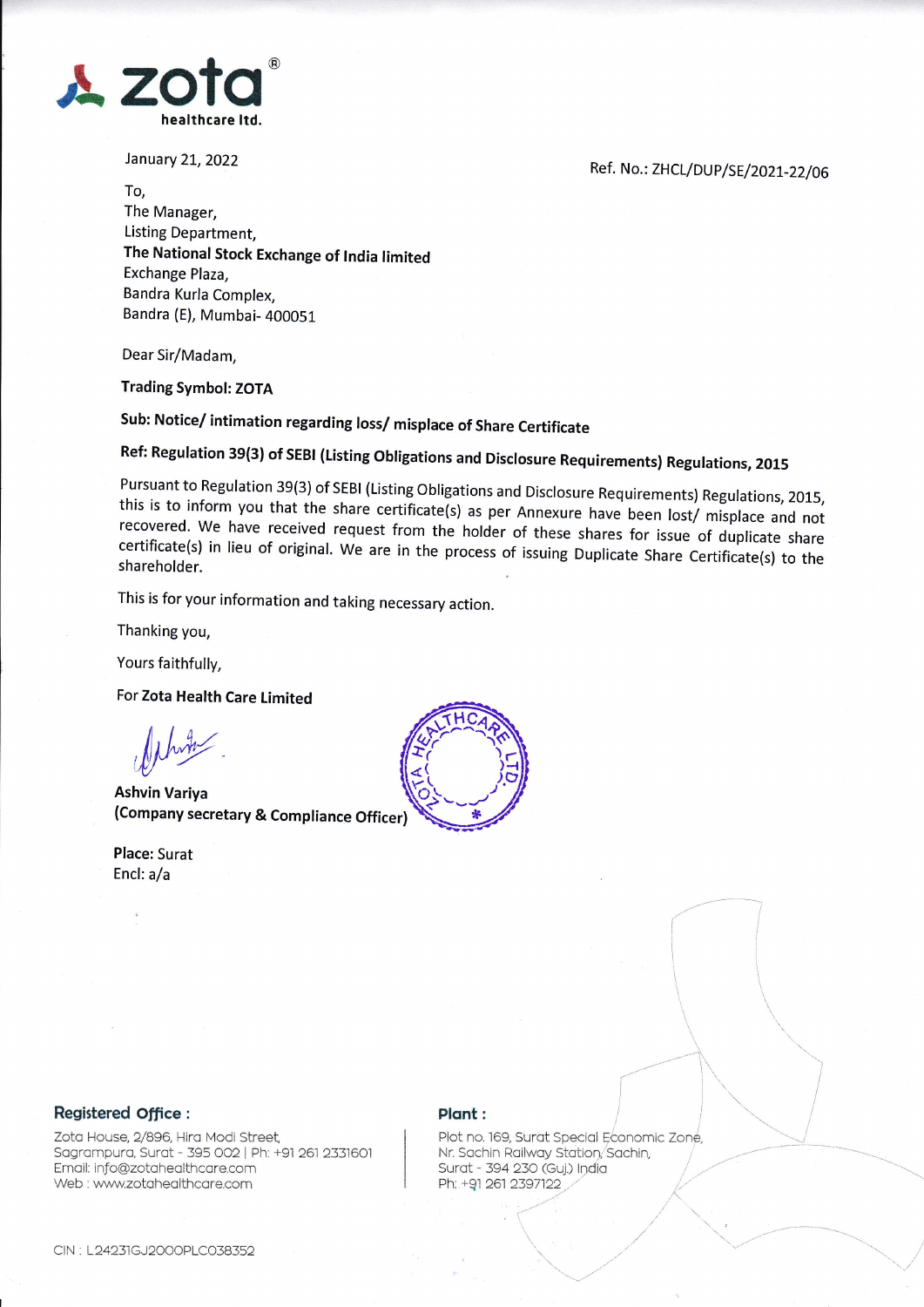**zota** ®
**healthcare ltd.**

January 21, 2022

Ref. No.: ZHCL/DUP/SE/2021-22/06

To,
The Manager,
Listing Department,
**The National Stock Exchange of India limited**
Exchange Plaza,
Bandra Kurla Complex,
Bandra (E), Mumbai- 400051

Dear Sir/Madam,

**Trading Symbol: ZOTA**

**Sub: Notice/ intimation regarding loss/ misplace of Share Certificate**

**Ref: Regulation 39(3) of SEBI (Listing Obligations and Disclosure Requirements) Regulations, 2015**

Pursuant to Regulation 39(3) of SEBI (Listing Obligations and Disclosure Requirements) Regulations, 2015, this is to inform you that the share certificate(s) as per Annexure have been lost/ misplace and not recovered. We have received request from the holder of these shares for issue of duplicate share certificate(s) in lieu of original. We are in the process of issuing Duplicate Share Certificate(s) to the shareholder.

This is for your information and taking necessary action.

Thanking you,

Yours faithfully,

**For Zota Health Care Limited**

**Ashvin Variya**
**(Company secretary & Compliance Officer)**

**Place:** Surat
Encl: a/a

**Registered Office :**
Zota House, 2/896, Hira Modi Street,
Sagrampura, Surat - 395 002 | Ph: +91 261 2331601
Email: info@zotahealthcare.com
Web : www.zotahealthcare.com

**Plant :**
Plot no. 169, Surat Special Economic Zone,
Nr. Sachin Railway Station, Sachin,
Surat - 394 230 (Guj.) India
Ph: +91 261 2397122

CIN : L24231GJ2000PLC038352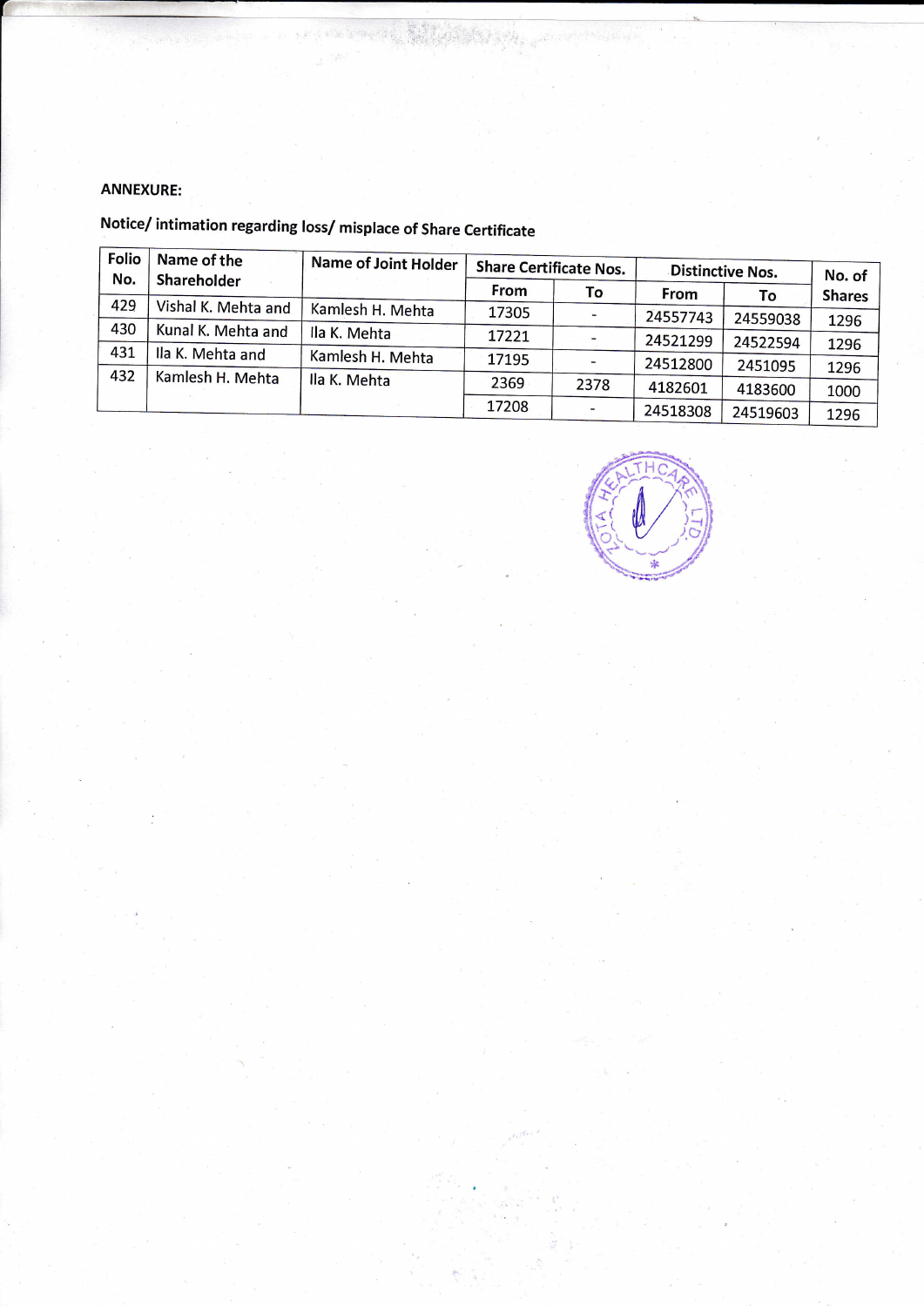**ANNEXURE:**

**Notice/ intimation regarding loss/ misplace of Share Certificate**

| Folio No. | Name of the Shareholder | Name of Joint Holder | Share Certificate Nos. | | Distinctive Nos. | | No. of Shares |
|---|---|---|---|---|---|---|---|
| | | | From | To | From | To | |
| 429 | Vishal K. Mehta and | Kamlesh H. Mehta | 17305 | - | 24557743 | 24559038 | 1296 |
| 430 | Kunal K. Mehta and | Ila K. Mehta | 17221 | - | 24521299 | 24522594 | 1296 |
| 431 | Ila K. Mehta and | Kamlesh H. Mehta | 17195 | - | 24512800 | 2451095 | 1296 |
| 432 | Kamlesh H. Mehta | Ila K. Mehta | 2369 | 2378 | 4182601 | 4183600 | 1000 |
| | | | 17208 | - | 24518308 | 24519603 | 1296 |

ZOTA HEALTHCARE LTD.